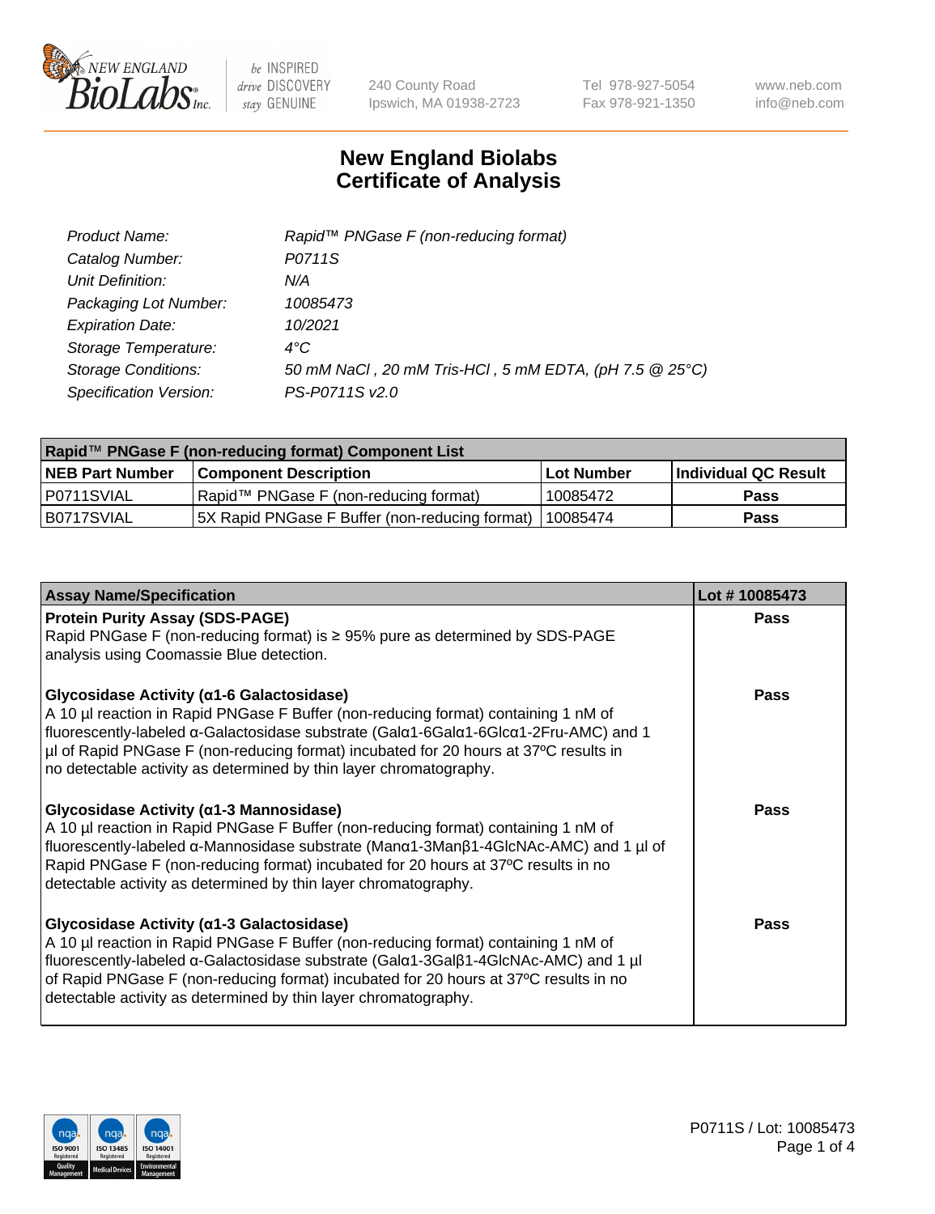New England Biolabs — be INSPIRED drive DISCOVERY stay GENUINE

240 County Road
Ipswich, MA 01938-2723

Tel 978-927-5054
Fax 978-921-1350

www.neb.com
info@neb.com

# New England Biolabs Certificate of Analysis

| | |
|---|---|
| *Product Name:* | *Rapid™ PNGase F (non-reducing format)* |
| *Catalog Number:* | *P0711S* |
| *Unit Definition:* | *N/A* |
| *Packaging Lot Number:* | *10085473* |
| *Expiration Date:* | *10/2021* |
| *Storage Temperature:* | *4°C* |
| *Storage Conditions:* | *50 mM NaCl , 20 mM Tris-HCl , 5 mM EDTA, (pH 7.5 @ 25°C)* |
| *Specification Version:* | *PS-P0711S v2.0* |

| Rapid™ PNGase F (non-reducing format) Component List | | | |
|---|---|---|---|
| **NEB Part Number** | **Component Description** | **Lot Number** | **Individual QC Result** |
| P0711SVIAL | Rapid™ PNGase F (non-reducing format) | 10085472 | **Pass** |
| B0717SVIAL | 5X Rapid PNGase F Buffer (non-reducing format) | 10085474 | **Pass** |

| Assay Name/Specification | Lot # 10085473 |
|---|---|
| **Protein Purity Assay (SDS-PAGE)** Rapid PNGase F (non-reducing format) is ≥ 95% pure as determined by SDS-PAGE analysis using Coomassie Blue detection. | **Pass** |
| **Glycosidase Activity (α1-6 Galactosidase)** A 10 µl reaction in Rapid PNGase F Buffer (non-reducing format) containing 1 nM of fluorescently-labeled α-Galactosidase substrate (Galα1-6Galα1-6Glcα1-2Fru-AMC) and 1 µl of Rapid PNGase F (non-reducing format) incubated for 20 hours at 37°C results in no detectable activity as determined by thin layer chromatography. | **Pass** |
| **Glycosidase Activity (α1-3 Mannosidase)** A 10 µl reaction in Rapid PNGase F Buffer (non-reducing format) containing 1 nM of fluorescently-labeled α-Mannosidase substrate (Manα1-3Manβ1-4GlcNAc-AMC) and 1 µl of Rapid PNGase F (non-reducing format) incubated for 20 hours at 37°C results in no detectable activity as determined by thin layer chromatography. | **Pass** |
| **Glycosidase Activity (α1-3 Galactosidase)** A 10 µl reaction in Rapid PNGase F Buffer (non-reducing format) containing 1 nM of fluorescently-labeled α-Galactosidase substrate (Galα1-3Galβ1-4GlcNAc-AMC) and 1 µl of Rapid PNGase F (non-reducing format) incubated for 20 hours at 37°C results in no detectable activity as determined by thin layer chromatography. | **Pass** |

P0711S / Lot: 10085473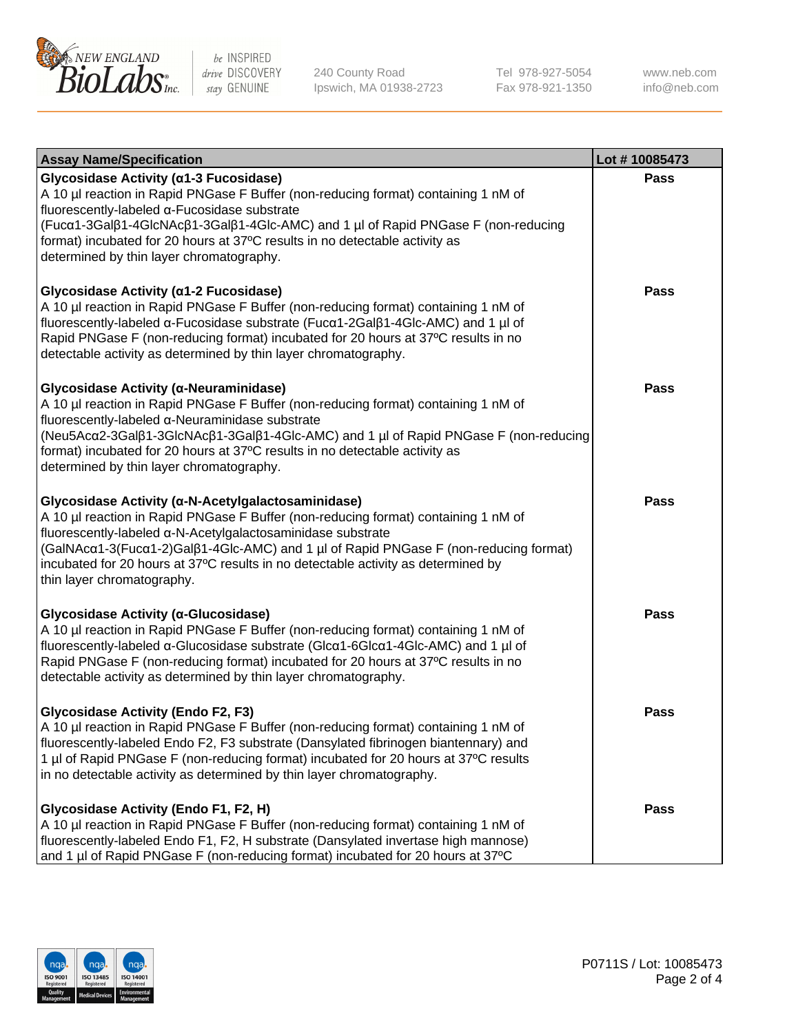| Assay Name/Specification | Lot # 10085473 |
|---|---|
| **Glycosidase Activity (α1-3 Fucosidase)**<br>A 10 µl reaction in Rapid PNGase F Buffer (non-reducing format) containing 1 nM of fluorescently-labeled α-Fucosidase substrate (Fucα1-3Galβ1-4GlcNAcβ1-3Galβ1-4Glc-AMC) and 1 µl of Rapid PNGase F (non-reducing format) incubated for 20 hours at 37ºC results in no detectable activity as determined by thin layer chromatography. | Pass |
| **Glycosidase Activity (α1-2 Fucosidase)**<br>A 10 µl reaction in Rapid PNGase F Buffer (non-reducing format) containing 1 nM of fluorescently-labeled α-Fucosidase substrate (Fucα1-2Galβ1-4Glc-AMC) and 1 µl of Rapid PNGase F (non-reducing format) incubated for 20 hours at 37ºC results in no detectable activity as determined by thin layer chromatography. | Pass |
| **Glycosidase Activity (α-Neuraminidase)**<br>A 10 µl reaction in Rapid PNGase F Buffer (non-reducing format) containing 1 nM of fluorescently-labeled α-Neuraminidase substrate (Neu5Acα2-3Galβ1-3GlcNAcβ1-3Galβ1-4Glc-AMC) and 1 µl of Rapid PNGase F (non-reducing format) incubated for 20 hours at 37ºC results in no detectable activity as determined by thin layer chromatography. | Pass |
| **Glycosidase Activity (α-N-Acetylgalactosaminidase)**<br>A 10 µl reaction in Rapid PNGase F Buffer (non-reducing format) containing 1 nM of fluorescently-labeled α-N-Acetylgalactosaminidase substrate (GalNAcα1-3(Fucα1-2)Galβ1-4Glc-AMC) and 1 µl of Rapid PNGase F (non-reducing format) incubated for 20 hours at 37ºC results in no detectable activity as determined by thin layer chromatography. | Pass |
| **Glycosidase Activity (α-Glucosidase)**<br>A 10 µl reaction in Rapid PNGase F Buffer (non-reducing format) containing 1 nM of fluorescently-labeled α-Glucosidase substrate (Glcα1-6Glcα1-4Glc-AMC) and 1 µl of Rapid PNGase F (non-reducing format) incubated for 20 hours at 37ºC results in no detectable activity as determined by thin layer chromatography. | Pass |
| **Glycosidase Activity (Endo F2, F3)**<br>A 10 µl reaction in Rapid PNGase F Buffer (non-reducing format) containing 1 nM of fluorescently-labeled Endo F2, F3 substrate (Dansylated fibrinogen biantennary) and 1 µl of Rapid PNGase F (non-reducing format) incubated for 20 hours at 37ºC results in no detectable activity as determined by thin layer chromatography. | Pass |
| **Glycosidase Activity (Endo F1, F2, H)**<br>A 10 µl reaction in Rapid PNGase F Buffer (non-reducing format) containing 1 nM of fluorescently-labeled Endo F1, F2, H substrate (Dansylated invertase high mannose) and 1 µl of Rapid PNGase F (non-reducing format) incubated for 20 hours at 37ºC | Pass |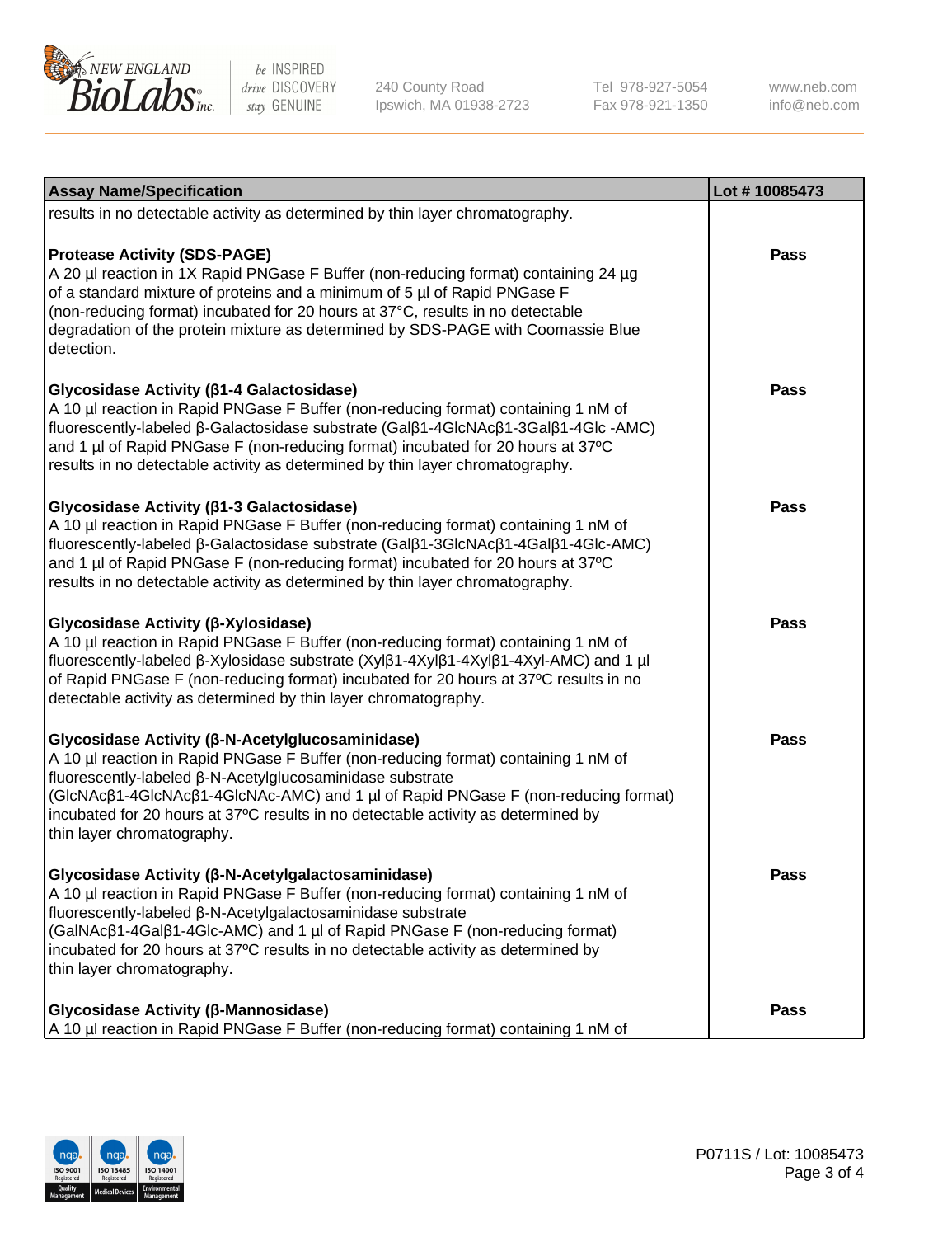| Assay Name/Specification | Lot # 10085473 |
| --- | --- |
| results in no detectable activity as determined by thin layer chromatography. | |
| **Protease Activity (SDS-PAGE)**<br>A 20 µl reaction in 1X Rapid PNGase F Buffer (non-reducing format) containing 24 µg of a standard mixture of proteins and a minimum of 5 µl of Rapid PNGase F (non-reducing format) incubated for 20 hours at 37°C, results in no detectable degradation of the protein mixture as determined by SDS-PAGE with Coomassie Blue detection. | **Pass** |
| **Glycosidase Activity (β1-4 Galactosidase)**<br>A 10 µl reaction in Rapid PNGase F Buffer (non-reducing format) containing 1 nM of fluorescently-labeled β-Galactosidase substrate (Galβ1-4GlcNAcβ1-3Galβ1-4Glc -AMC) and 1 µl of Rapid PNGase F (non-reducing format) incubated for 20 hours at 37ºC results in no detectable activity as determined by thin layer chromatography. | **Pass** |
| **Glycosidase Activity (β1-3 Galactosidase)**<br>A 10 µl reaction in Rapid PNGase F Buffer (non-reducing format) containing 1 nM of fluorescently-labeled β-Galactosidase substrate (Galβ1-3GlcNAcβ1-4Galβ1-4Glc-AMC) and 1 µl of Rapid PNGase F (non-reducing format) incubated for 20 hours at 37ºC results in no detectable activity as determined by thin layer chromatography. | **Pass** |
| **Glycosidase Activity (β-Xylosidase)**<br>A 10 µl reaction in Rapid PNGase F Buffer (non-reducing format) containing 1 nM of fluorescently-labeled β-Xylosidase substrate (Xylβ1-4Xylβ1-4Xylβ1-4Xyl-AMC) and 1 µl of Rapid PNGase F (non-reducing format) incubated for 20 hours at 37ºC results in no detectable activity as determined by thin layer chromatography. | **Pass** |
| **Glycosidase Activity (β-N-Acetylglucosaminidase)**<br>A 10 µl reaction in Rapid PNGase F Buffer (non-reducing format) containing 1 nM of fluorescently-labeled β-N-Acetylglucosaminidase substrate (GlcNAcβ1-4GlcNAcβ1-4GlcNAc-AMC) and 1 µl of Rapid PNGase F (non-reducing format) incubated for 20 hours at 37ºC results in no detectable activity as determined by thin layer chromatography. | **Pass** |
| **Glycosidase Activity (β-N-Acetylgalactosaminidase)**<br>A 10 µl reaction in Rapid PNGase F Buffer (non-reducing format) containing 1 nM of fluorescently-labeled β-N-Acetylgalactosaminidase substrate (GalNAcβ1-4Galβ1-4Glc-AMC) and 1 µl of Rapid PNGase F (non-reducing format) incubated for 20 hours at 37ºC results in no detectable activity as determined by thin layer chromatography. | **Pass** |
| **Glycosidase Activity (β-Mannosidase)**<br>A 10 µl reaction in Rapid PNGase F Buffer (non-reducing format) containing 1 nM of | **Pass** |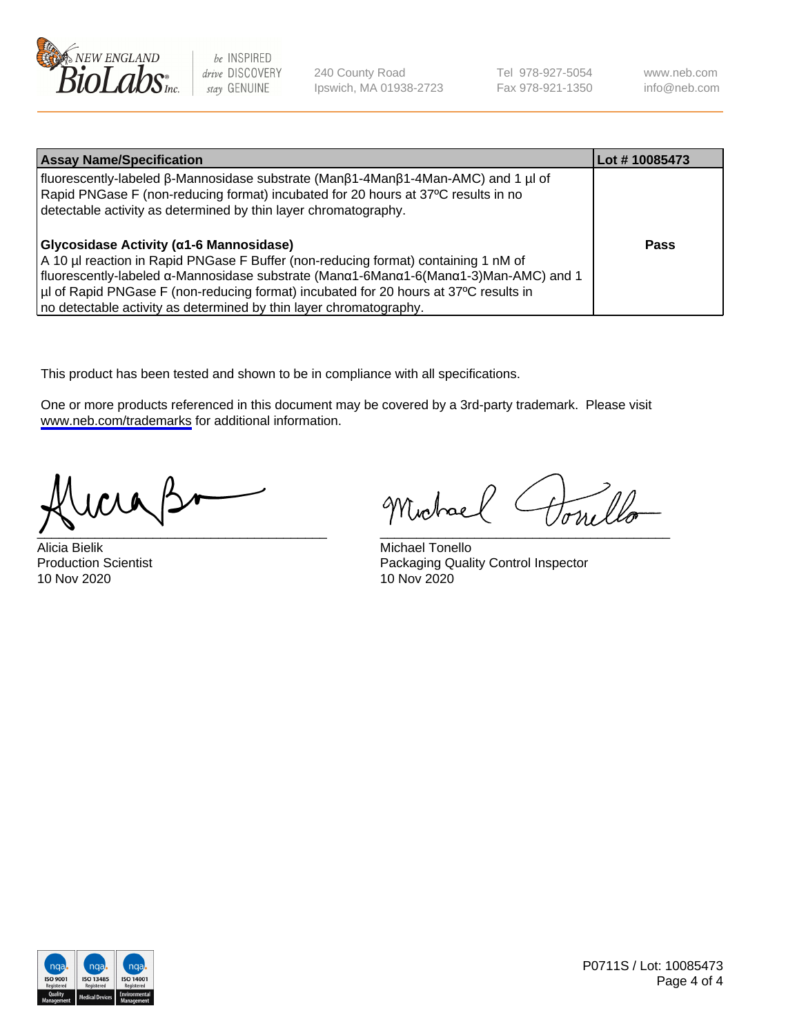| Assay Name/Specification | Lot # 10085473 |
| --- | --- |
| fluorescently-labeled β-Mannosidase substrate (Manβ1-4Manβ1-4Man-AMC) and 1 µl of Rapid PNGase F (non-reducing format) incubated for 20 hours at 37ºC results in no detectable activity as determined by thin layer chromatography. | |
| **Glycosidase Activity (α1-6 Mannosidase)**<br>A 10 µl reaction in Rapid PNGase F Buffer (non-reducing format) containing 1 nM of fluorescently-labeled α-Mannosidase substrate (Manα1-6Manα1-6(Manα1-3)Man-AMC) and 1 µl of Rapid PNGase F (non-reducing format) incubated for 20 hours at 37ºC results in no detectable activity as determined by thin layer chromatography. | **Pass** |

This product has been tested and shown to be in compliance with all specifications.

One or more products referenced in this document may be covered by a 3rd-party trademark. Please visit www.neb.com/trademarks for additional information.

Alicia Bielik
Production Scientist
10 Nov 2020

Michael Tonello
Packaging Quality Control Inspector
10 Nov 2020

P0711S / Lot: 10085473